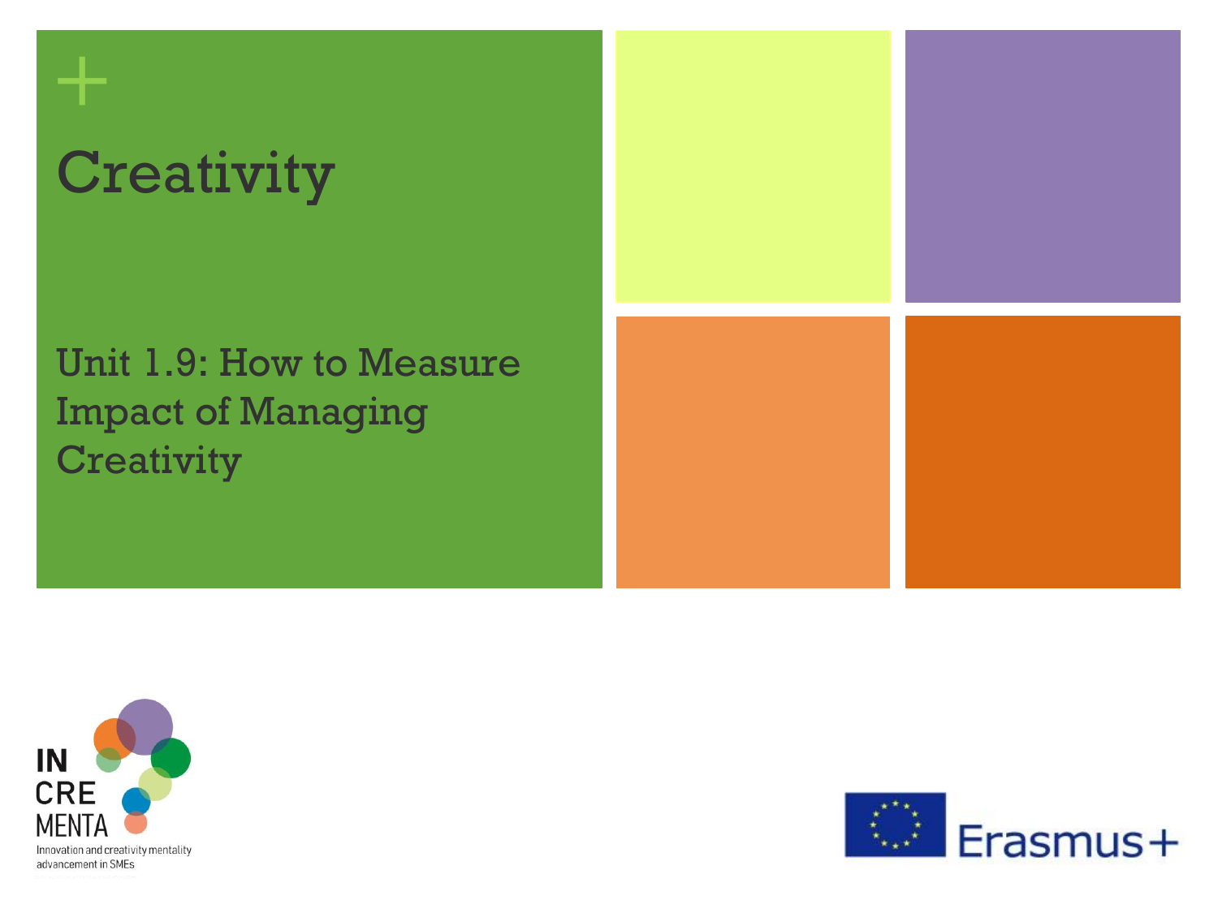# Creativity

## Unit 1.9: How to Measure Impact of Managing Creativity

IN CRE MENTA

Innovation and creativity mentality advancement in SMEs

Erasmus+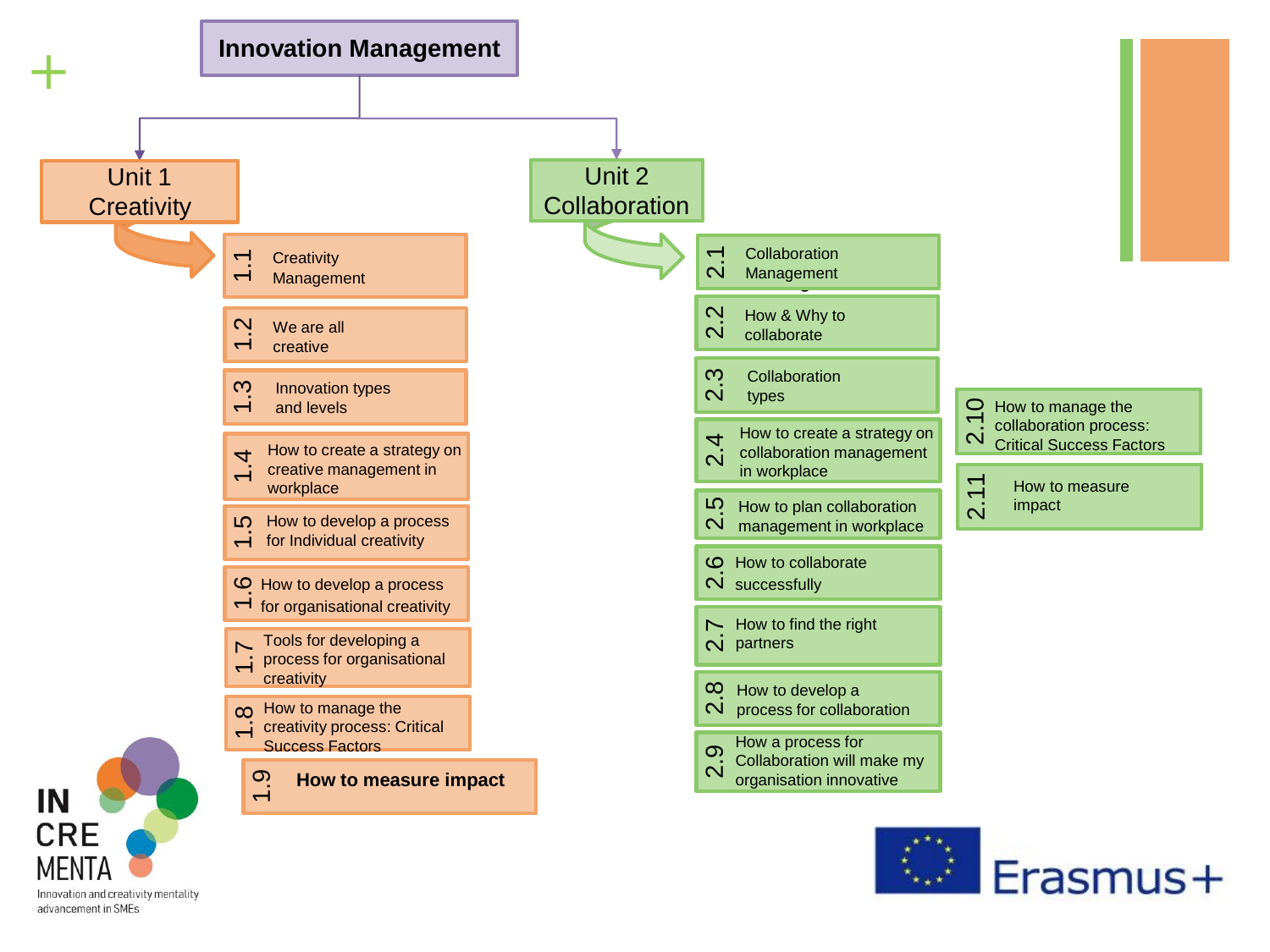# Innovation Management

## Unit 1 Creativity

- 1.1 Creativity Management
- 1.2 We are all creative
- 1.3 Innovation types and levels
- 1.4 How to create a strategy on creative management in workplace
- 1.5 How to develop a process for Individual creativity
- 1.6 How to develop a process for organisational creativity
- 1.7 Tools for developing a process for organisational creativity
- 1.8 How to manage the creativity process: Critical Success Factors
- 1.9 **How to measure impact**

## Unit 2 Collaboration

- 2.1 Collaboration Management
- 2.2 How & Why to collaborate
- 2.3 Collaboration types
- 2.4 How to create a strategy on collaboration management in workplace
- 2.5 How to plan collaboration management in workplace
- 2.6 How to collaborate successfully
- 2.7 How to find the right partners
- 2.8 How to develop a process for collaboration
- 2.9 How a process for Collaboration will make my organisation innovative
- 2.10 How to manage the collaboration process: Critical Success Factors
- 2.11 How to measure impact

INCREMENTA
Innovation and creativity mentality advancement in SMEs

Erasmus+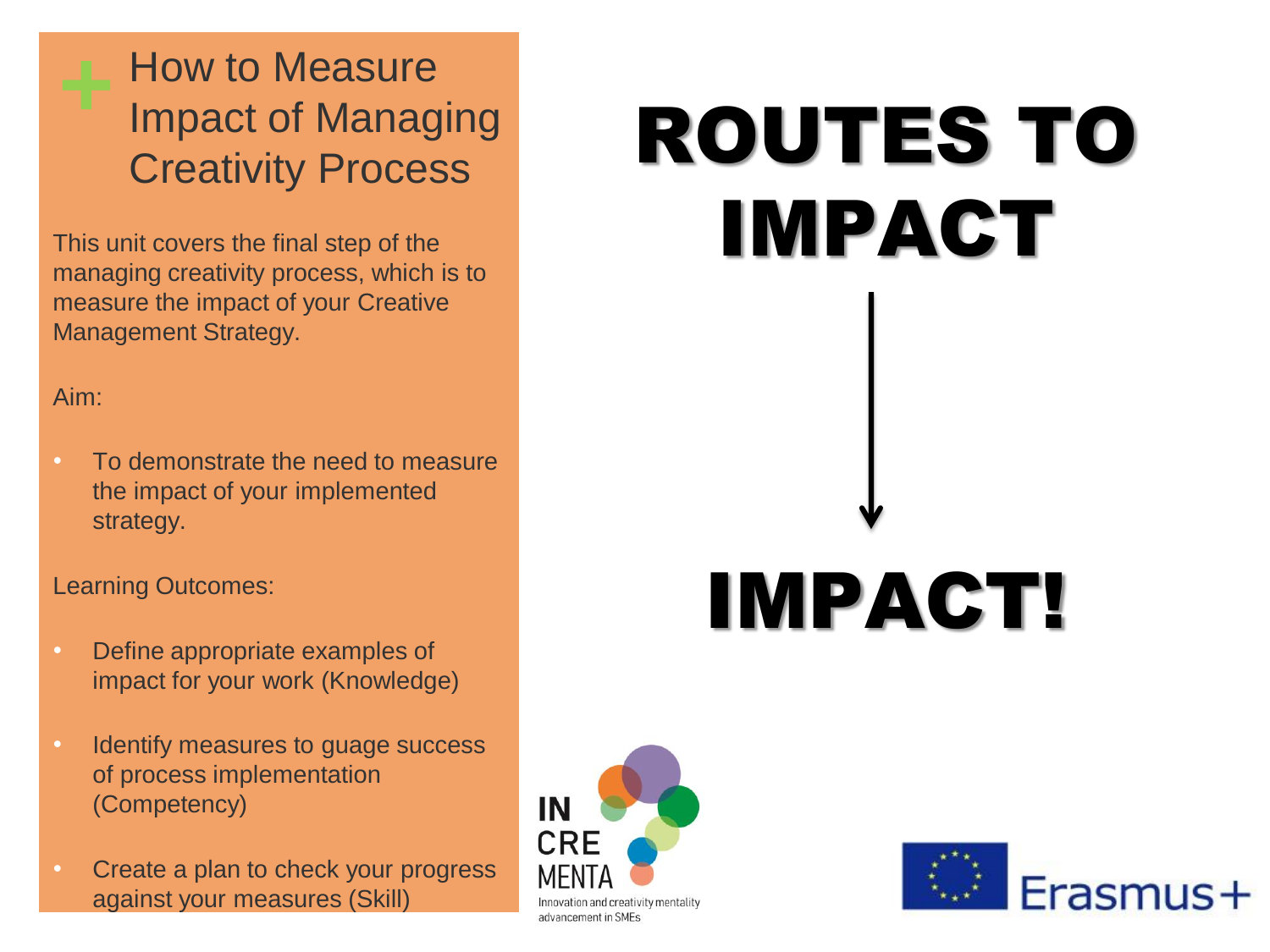# How to Measure Impact of Managing Creativity Process

This unit covers the final step of the managing creativity process, which is to measure the impact of your Creative Management Strategy.

Aim:

- To demonstrate the need to measure the impact of your implemented strategy.

Learning Outcomes:

- Define appropriate examples of impact for your work (Knowledge)
- Identify measures to guage success of process implementation (Competency)
- Create a plan to check your progress against your measures (Skill)

# ROUTES TO IMPACT

↓

# IMPACT!

IN CRE MENTA

Innovation and creativity mentality advancement in SMEs

Erasmus+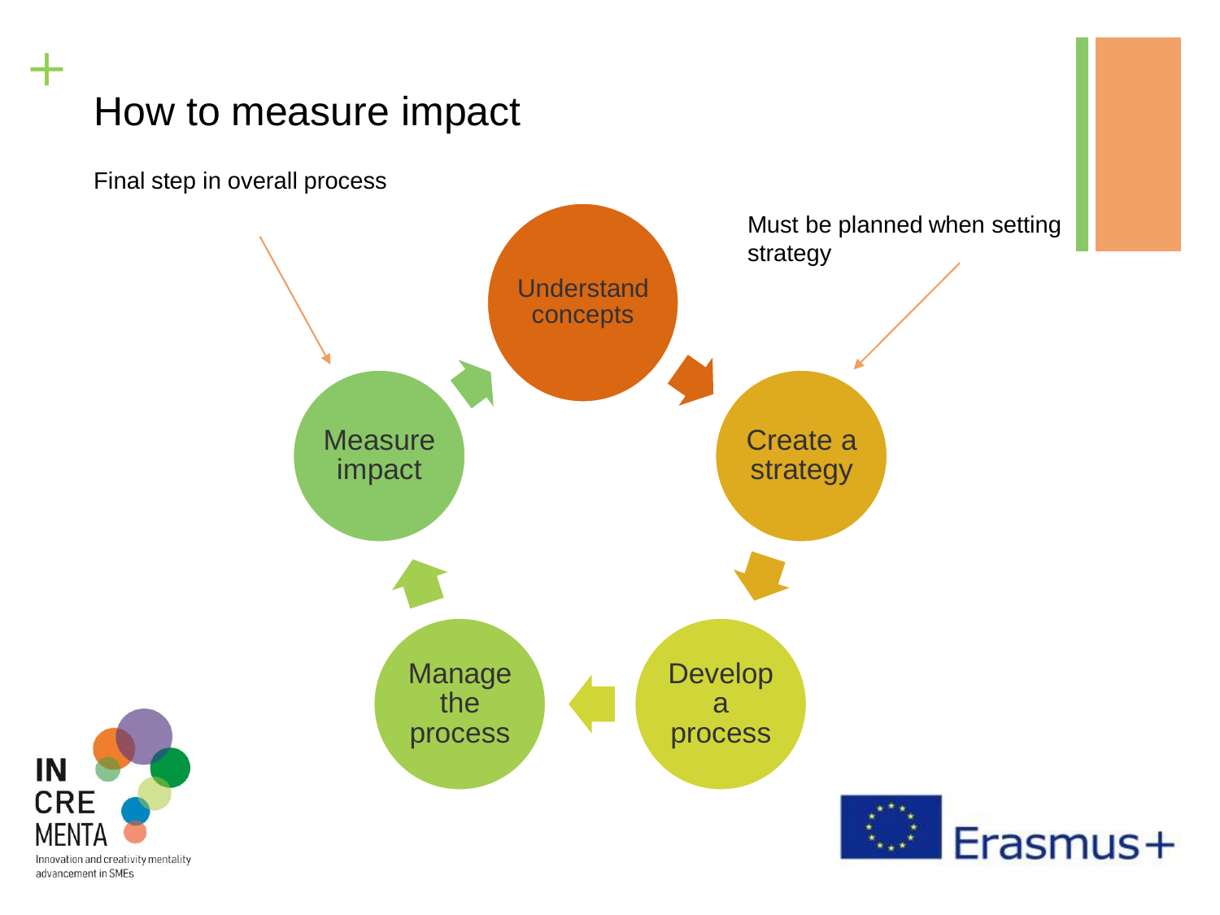# How to measure impact

Final step in overall process

Must be planned when setting strategy

- Understand concepts
- Create a strategy
- Develop a process
- Manage the process
- Measure impact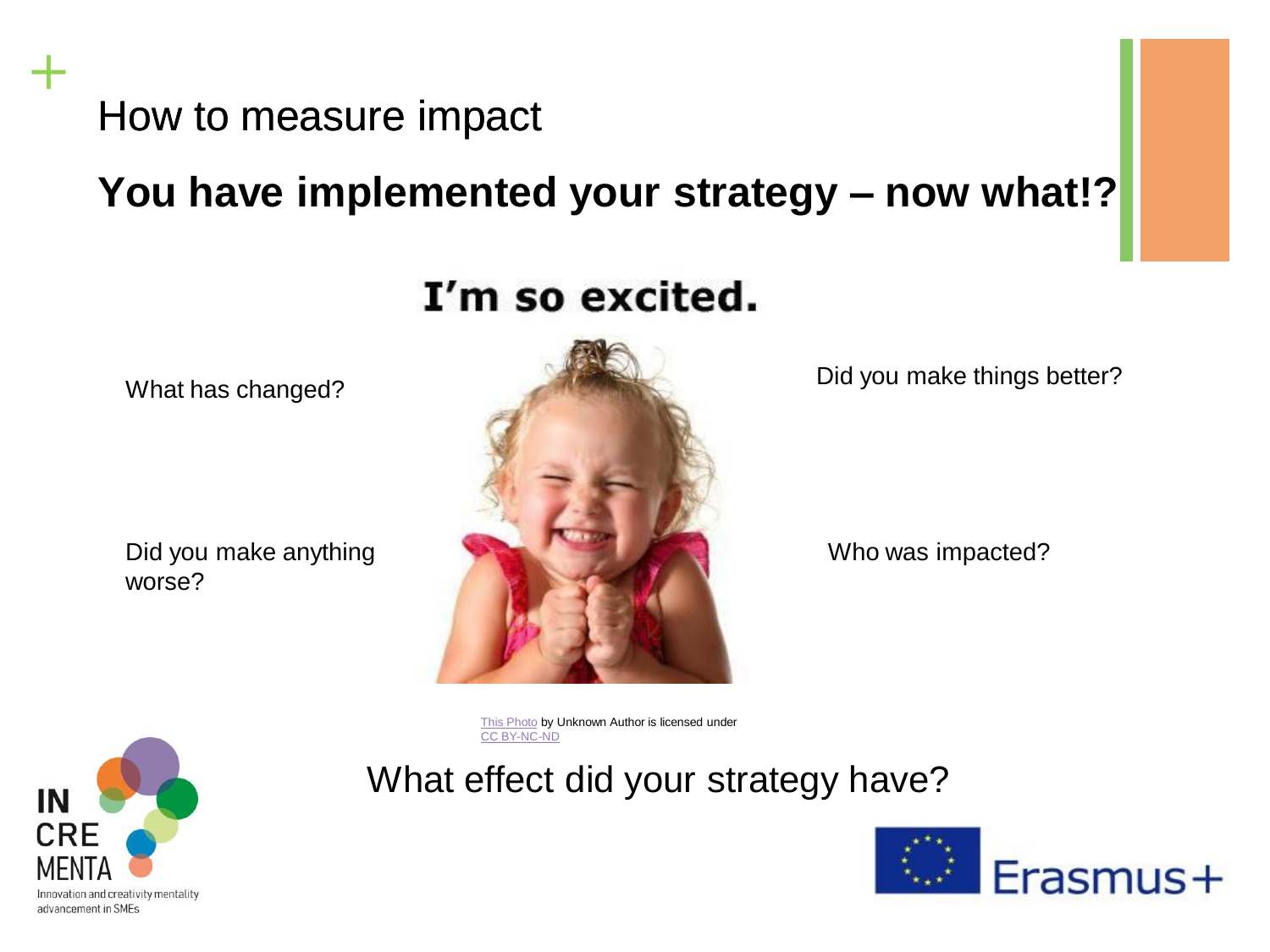# How to measure impact

## You have implemented your strategy – now what!?

I'm so excited.

What has changed?

Did you make things better?

Did you make anything worse?

Who was impacted?

This Photo by Unknown Author is licensed under CC BY-NC-ND

What effect did your strategy have?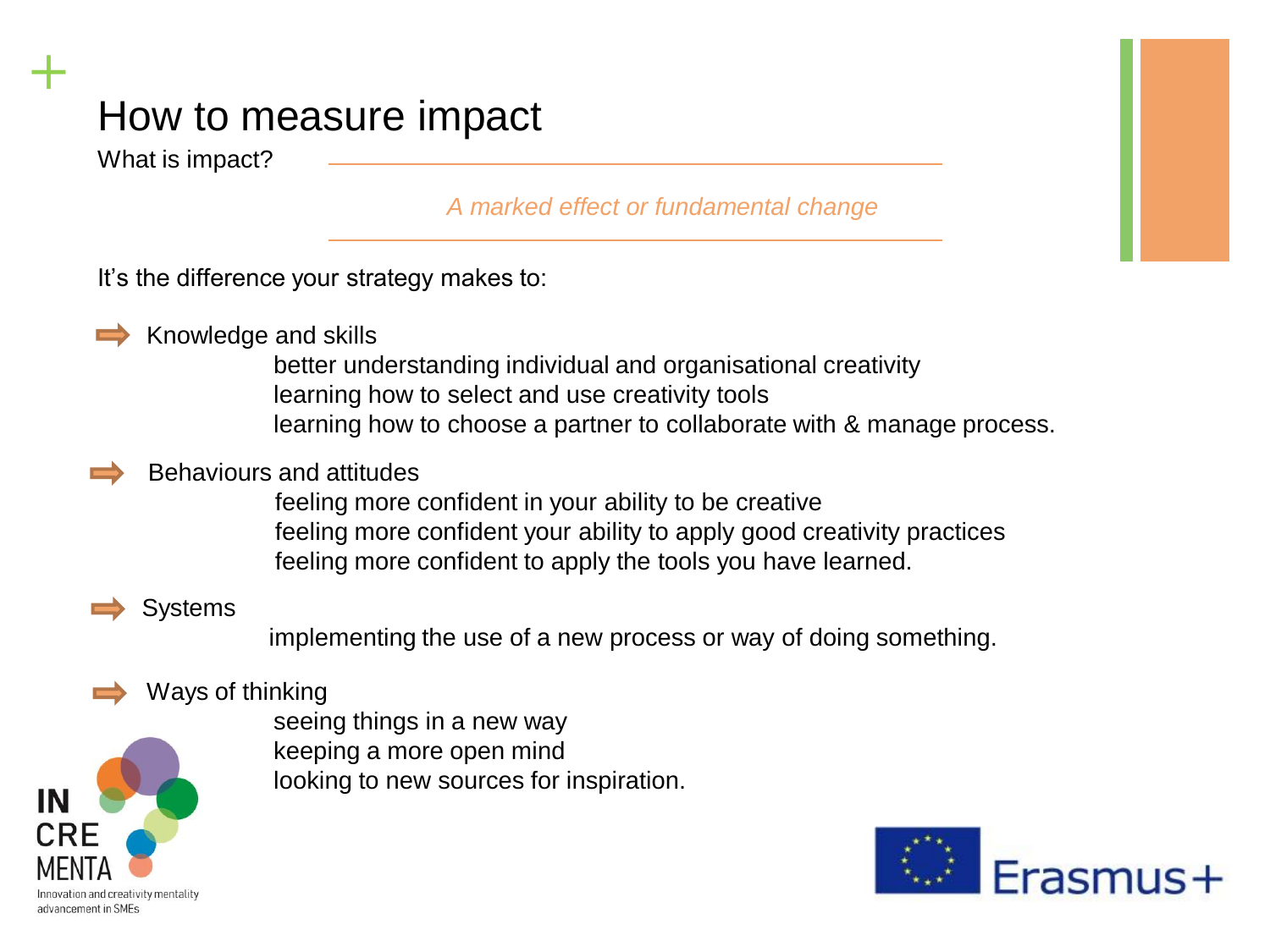# How to measure impact

What is impact?

*A marked effect or fundamental change*

It's the difference your strategy makes to:

- Knowledge and skills
  - better understanding individual and organisational creativity
  - learning how to select and use creativity tools
  - learning how to choose a partner to collaborate with & manage process.
- Behaviours and attitudes
  - feeling more confident in your ability to be creative
  - feeling more confident your ability to apply good creativity practices
  - feeling more confident to apply the tools you have learned.
- Systems
  - implementing the use of a new process or way of doing something.
- Ways of thinking
  - seeing things in a new way
  - keeping a more open mind
  - looking to new sources for inspiration.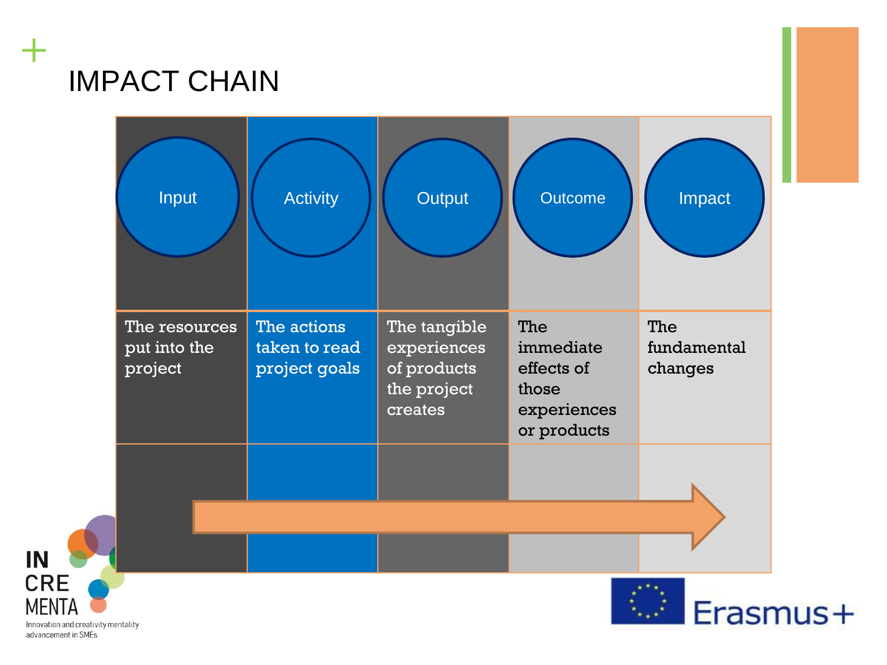# IMPACT CHAIN

| Input | Activity | Output | Outcome | Impact |
|---|---|---|---|---|
| The resources put into the project | The actions taken to read project goals | The tangible experiences of products the project creates | The immediate effects of those experiences or products | The fundamental changes |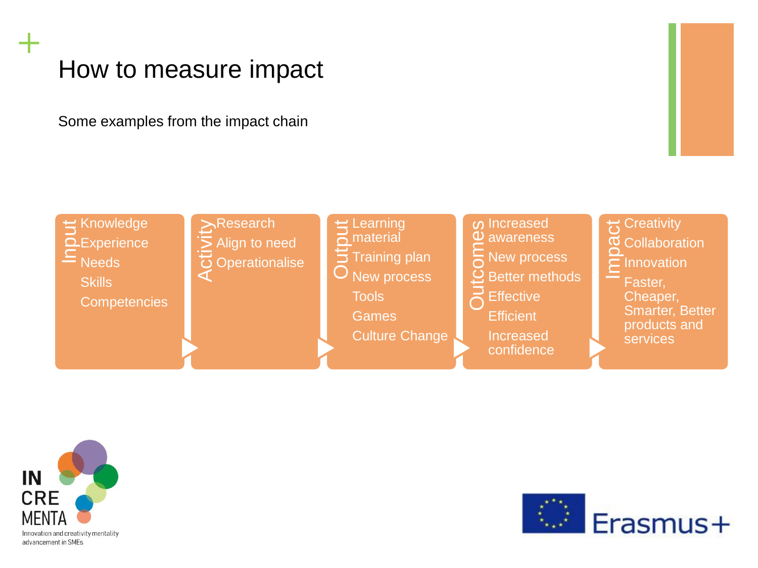# How to measure impact

Some examples from the impact chain

| Input | Activity | Output | Outcomes | Impact |
| --- | --- | --- | --- | --- |
| Knowledge<br>Experience<br>Needs<br>Skills<br>Competencies | Research<br>Align to need<br>Operationalise | Learning material<br>Training plan<br>New process<br>Tools<br>Games<br>Culture Change | Increased awareness<br>New process<br>Better methods<br>Effective<br>Efficient<br>Increased confidence | Creativity<br>Collaboration<br>Innovation<br>Faster, Cheaper, Smarter, Better products and services |

INCREMENTA — Innovation and creativity mentality advancement in SMEs

Erasmus+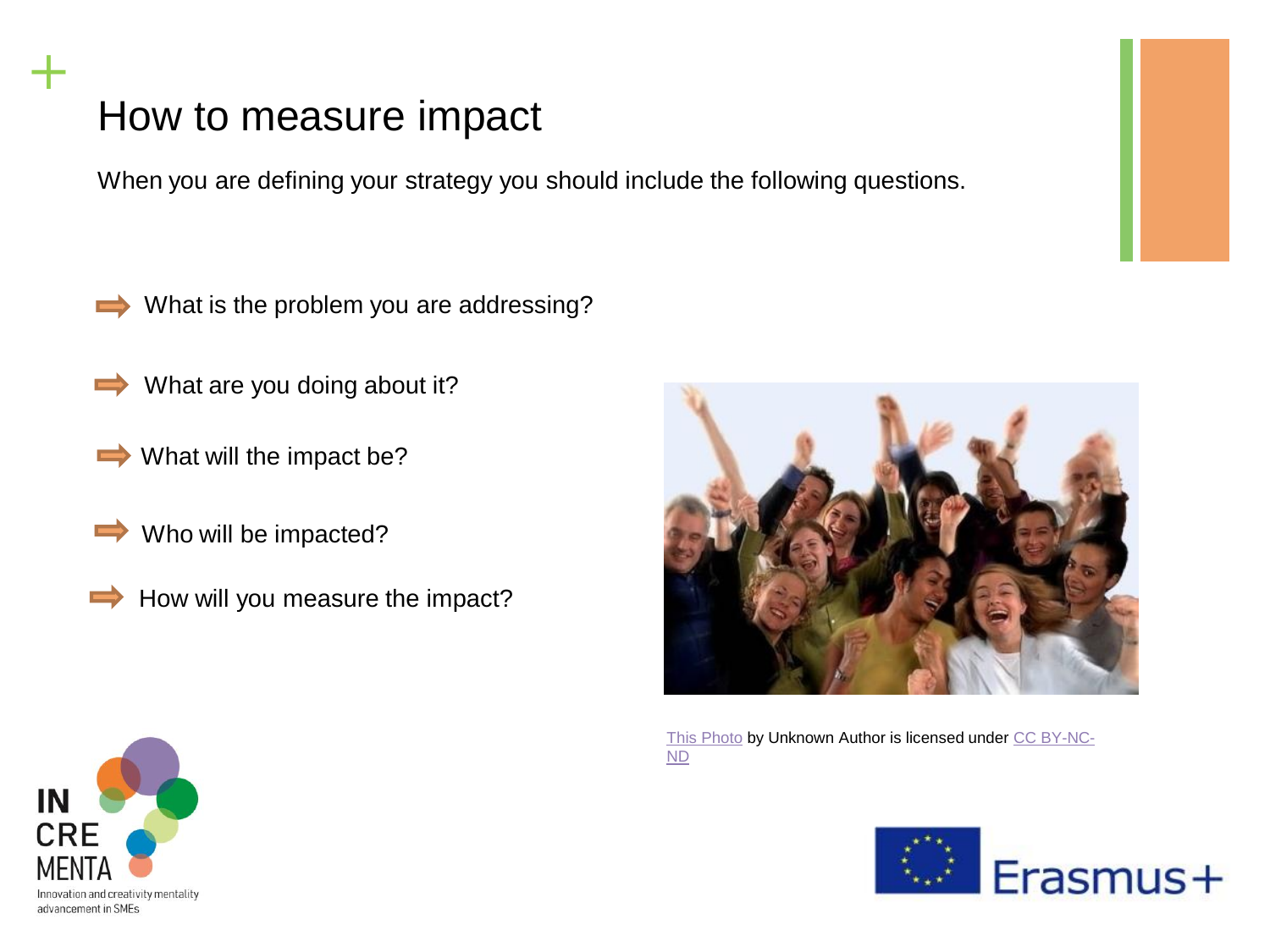# How to measure impact

When you are defining your strategy you should include the following questions.

- What is the problem you are addressing?
- What are you doing about it?
- What will the impact be?
- Who will be impacted?
- How will you measure the impact?

This Photo by Unknown Author is licensed under CC BY-NC-ND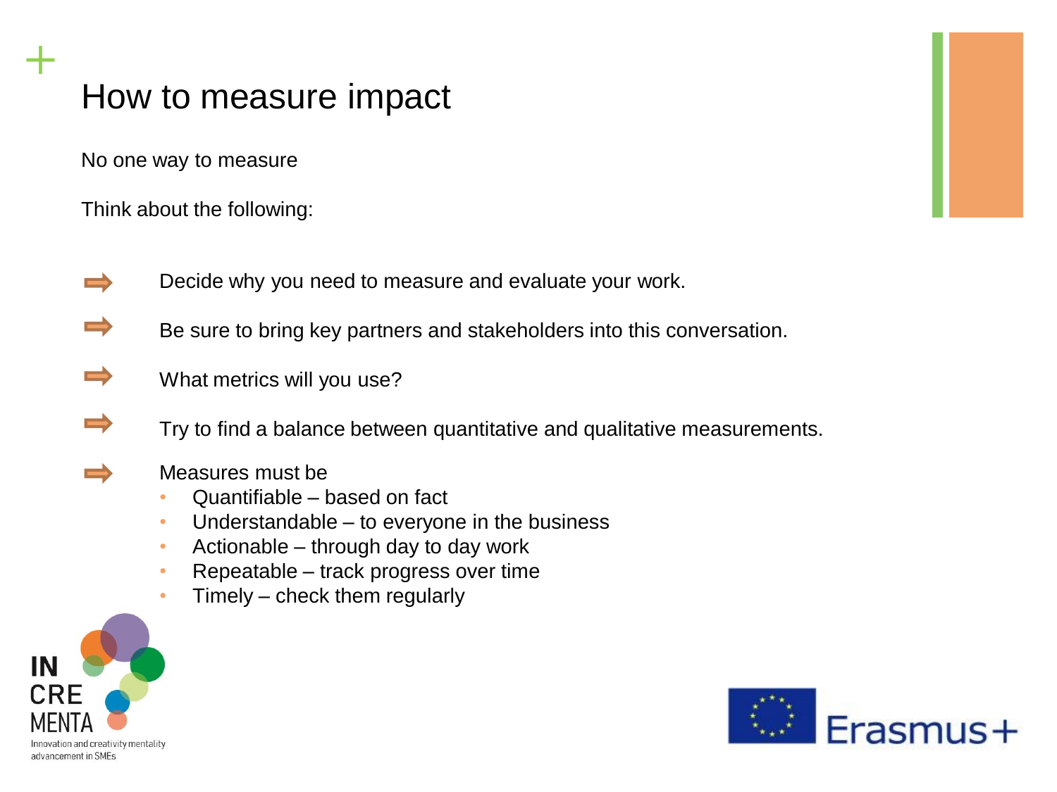# How to measure impact

No one way to measure

Think about the following:

- Decide why you need to measure and evaluate your work.
- Be sure to bring key partners and stakeholders into this conversation.
- What metrics will you use?
- Try to find a balance between quantitative and qualitative measurements.
- Measures must be
  - Quantifiable – based on fact
  - Understandable – to everyone in the business
  - Actionable – through day to day work
  - Repeatable – track progress over time
  - Timely – check them regularly

IN CRE MENTA
Innovation and creativity mentality advancement in SMEs

Erasmus+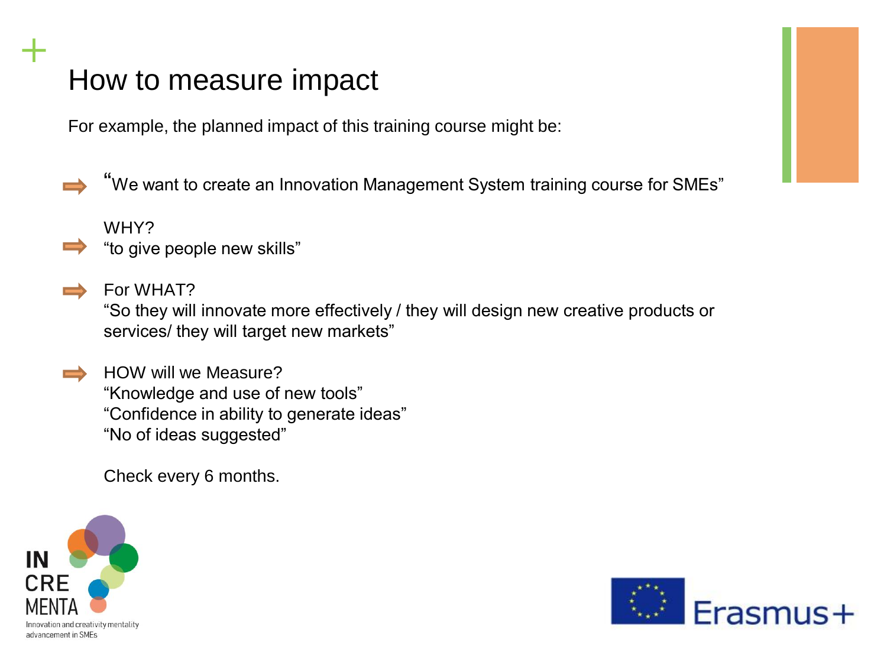# How to measure impact

For example, the planned impact of this training course might be:

- "We want to create an Innovation Management System training course for SMEs"
- WHY?
  "to give people new skills"
- For WHAT?
  "So they will innovate more effectively / they will design new creative products or services/ they will target new markets"
- HOW will we Measure?
  "Knowledge and use of new tools"
  "Confidence in ability to generate ideas"
  "No of ideas suggested"

  Check every 6 months.

IN CRE MENTA
Innovation and creativity mentality advancement in SMEs

Erasmus+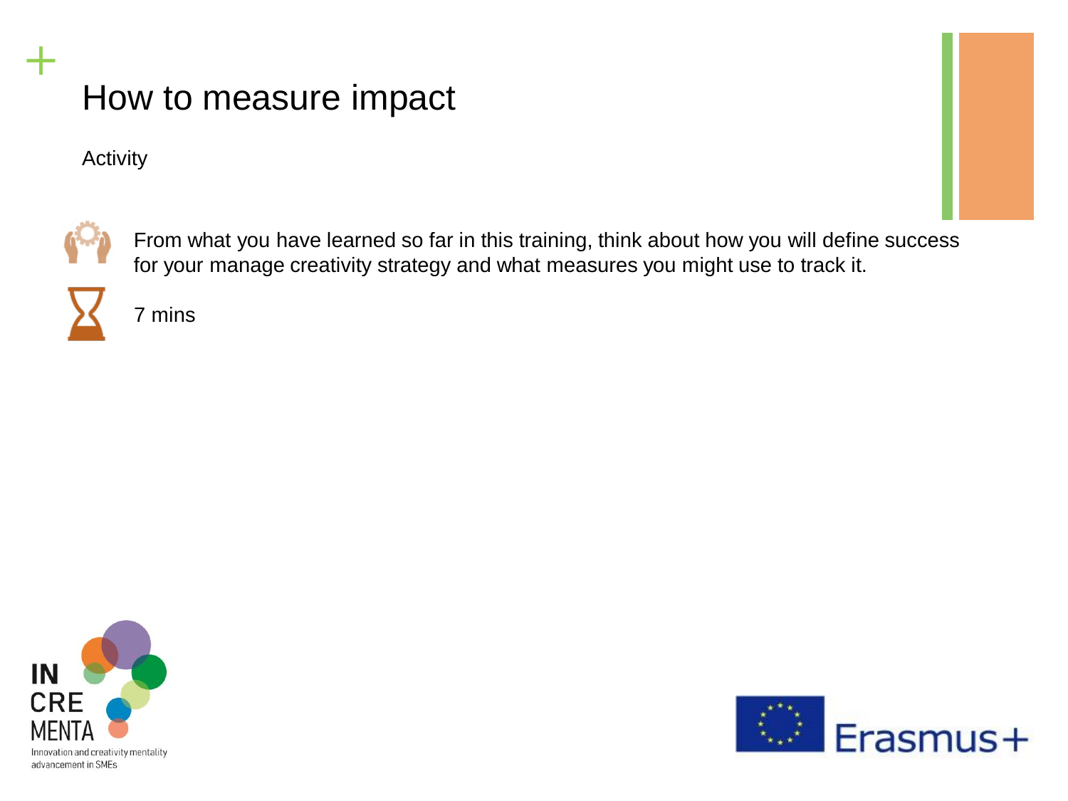# How to measure impact

Activity

From what you have learned so far in this training, think about how you will define success for your manage creativity strategy and what measures you might use to track it.

7 mins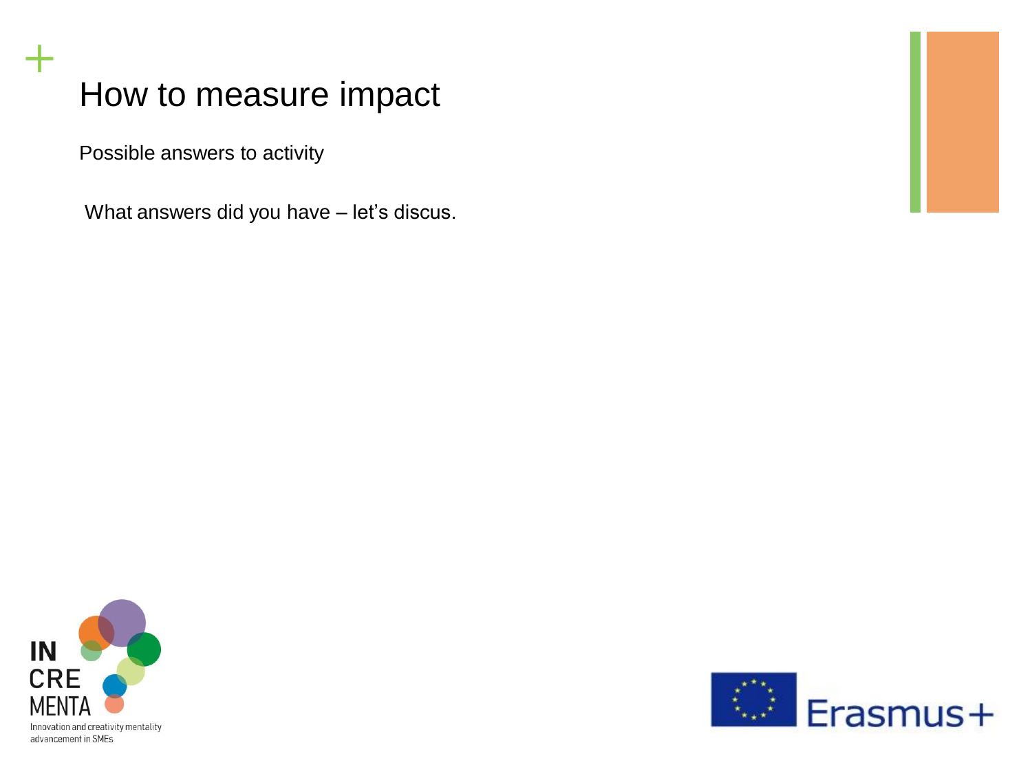# How to measure impact

Possible answers to activity

What answers did you have – let's discus.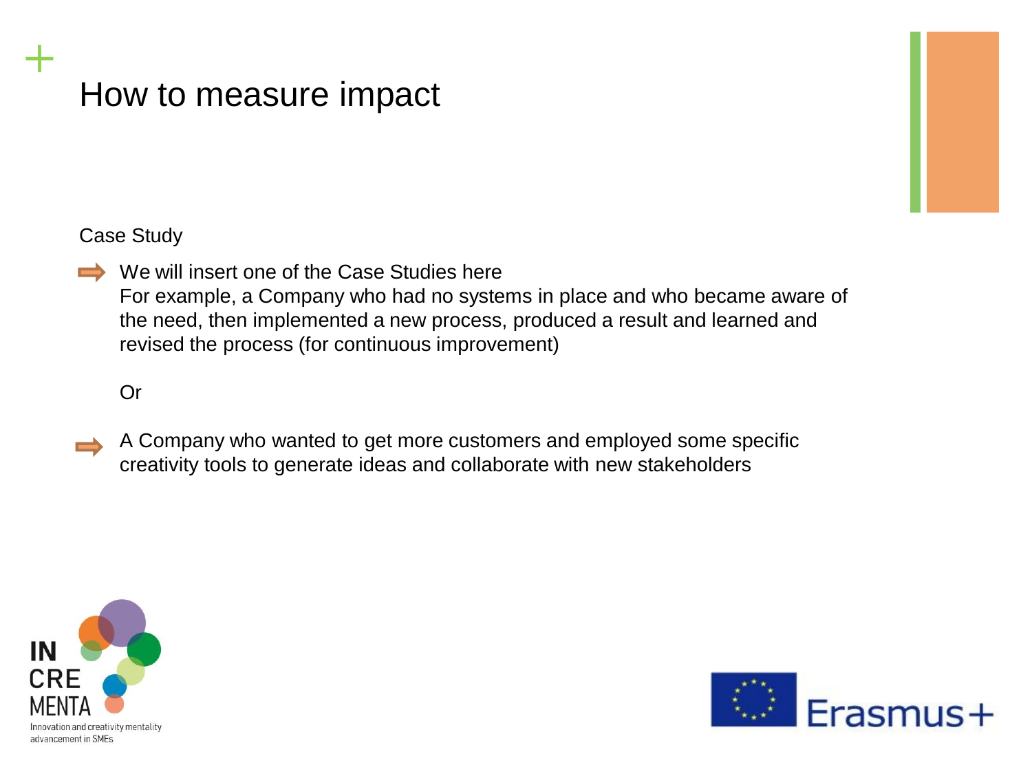# How to measure impact

Case Study

- We will insert one of the Case Studies here
  For example, a Company who had no systems in place and who became aware of the need, then implemented a new process, produced a result and learned and revised the process (for continuous improvement)

  Or

- A Company who wanted to get more customers and employed some specific creativity tools to generate ideas and collaborate with new stakeholders

IN CRE MENTA
Innovation and creativity mentality advancement in SMEs

Erasmus+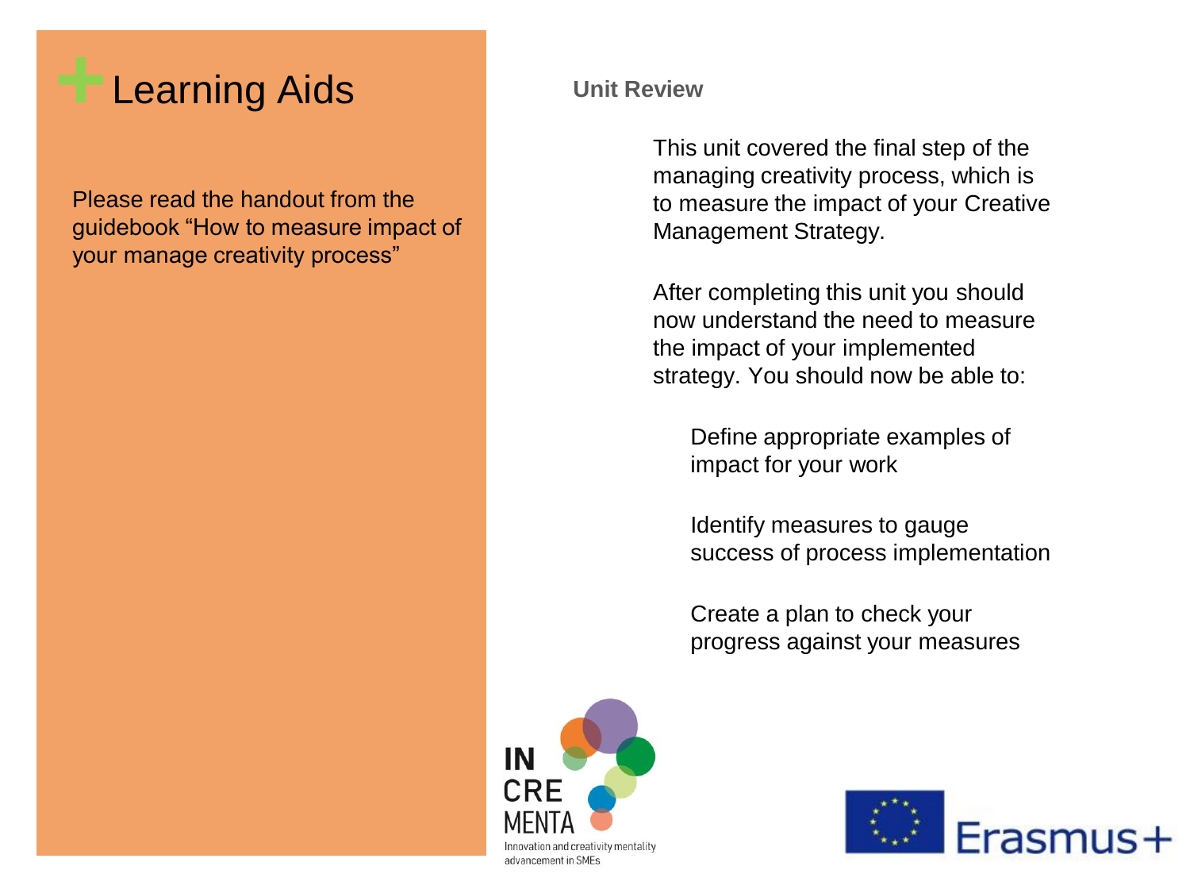# Learning Aids

Please read the handout from the guidebook "How to measure impact of your manage creativity process"

## Unit Review

This unit covered the final step of the managing creativity process, which is to measure the impact of your Creative Management Strategy.

After completing this unit you should now understand the need to measure the impact of your implemented strategy. You should now be able to:

- Define appropriate examples of impact for your work
- Identify measures to gauge success of process implementation
- Create a plan to check your progress against your measures

IN CRE MENTA

Innovation and creativity mentality advancement in SMEs

Erasmus+